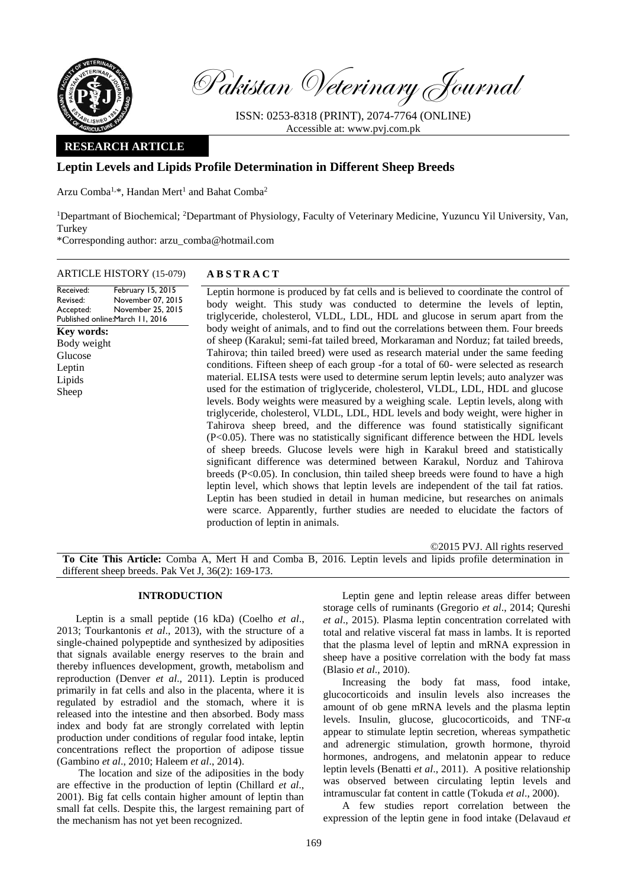Pakistan Veterinary Journal

ISSN: 0253-8318 (PRINT), 2074-7764 (ONLINE)
Accessible at: www.pvj.com.pk

**RESEARCH ARTICLE**

# Leptin Levels and Lipids Profile Determination in Different Sheep Breeds

Arzu Comba[1,*], Handan Mert[1] and Bahat Comba[2]

[1]Departmant of Biochemical; [2]Departmant of Physiology, Faculty of Veterinary Medicine, Yuzuncu Yil University, Van, Turkey

*Corresponding author: arzu_comba@hotmail.com

**ARTICLE HISTORY** (15-079)

| | |
|---|---|
| Received: | February 15, 2015 |
| Revised: | November 07, 2015 |
| Accepted: | November 25, 2015 |
| Published online: | March 11, 2016 |

**Key words:**
Body weight
Glucose
Leptin
Lipids
Sheep

## ABSTRACT

Leptin hormone is produced by fat cells and is believed to coordinate the control of body weight. This study was conducted to determine the levels of leptin, triglyceride, cholesterol, VLDL, LDL, HDL and glucose in serum apart from the body weight of animals, and to find out the correlations between them. Four breeds of sheep (Karakul; semi-fat tailed breed, Morkaraman and Norduz; fat tailed breeds, Tahirova; thin tailed breed) were used as research material under the same feeding conditions. Fifteen sheep of each group -for a total of 60- were selected as research material. ELISA tests were used to determine serum leptin levels; auto analyzer was used for the estimation of triglyceride, cholesterol, VLDL, LDL, HDL and glucose levels. Body weights were measured by a weighing scale. Leptin levels, along with triglyceride, cholesterol, VLDL, LDL, HDL levels and body weight, were higher in Tahirova sheep breed, and the difference was found statistically significant ($P<0.05$). There was no statistically significant difference between the HDL levels of sheep breeds. Glucose levels were high in Karakul breed and statistically significant difference was determined between Karakul, Norduz and Tahirova breeds ($P<0.05$). In conclusion, thin tailed sheep breeds were found to have a high leptin level, which shows that leptin levels are independent of the tail fat ratios. Leptin has been studied in detail in human medicine, but researches on animals were scarce. Apparently, further studies are needed to elucidate the factors of production of leptin in animals.

©2015 PVJ. All rights reserved

**To Cite This Article:** Comba A, Mert H and Comba B, 2016. Leptin levels and lipids profile determination in different sheep breeds. Pak Vet J, 36(2): 169-173.

## INTRODUCTION

Leptin is a small peptide (16 kDa) (Coelho *et al*., 2013; Tourkantonis *et al*., 2013), with the structure of a single-chained polypeptide and synthesized by adiposities that signals available energy reserves to the brain and thereby influences development, growth, metabolism and reproduction (Denver *et al*., 2011). Leptin is produced primarily in fat cells and also in the placenta, where it is regulated by estradiol and the stomach, where it is released into the intestine and then absorbed. Body mass index and body fat are strongly correlated with leptin production under conditions of regular food intake, leptin concentrations reflect the proportion of adipose tissue (Gambino *et al*., 2010; Haleem *et al*., 2014).

The location and size of the adiposities in the body are effective in the production of leptin (Chillard *et al*., 2001). Big fat cells contain higher amount of leptin than small fat cells. Despite this, the largest remaining part of the mechanism has not yet been recognized.

Leptin gene and leptin release areas differ between storage cells of ruminants (Gregorio *et al*., 2014; Qureshi *et al*., 2015). Plasma leptin concentration correlated with total and relative visceral fat mass in lambs. It is reported that the plasma level of leptin and mRNA expression in sheep have a positive correlation with the body fat mass (Blasio *et al*., 2010).

Increasing the body fat mass, food intake, glucocorticoids and insulin levels also increases the amount of ob gene mRNA levels and the plasma leptin levels. Insulin, glucose, glucocorticoids, and TNF-α appear to stimulate leptin secretion, whereas sympathetic and adrenergic stimulation, growth hormone, thyroid hormones, androgens, and melatonin appear to reduce leptin levels (Benatti *et al*., 2011). A positive relationship was observed between circulating leptin levels and intramuscular fat content in cattle (Tokuda *et al*., 2000).

A few studies report correlation between the expression of the leptin gene in food intake (Delavaud *et*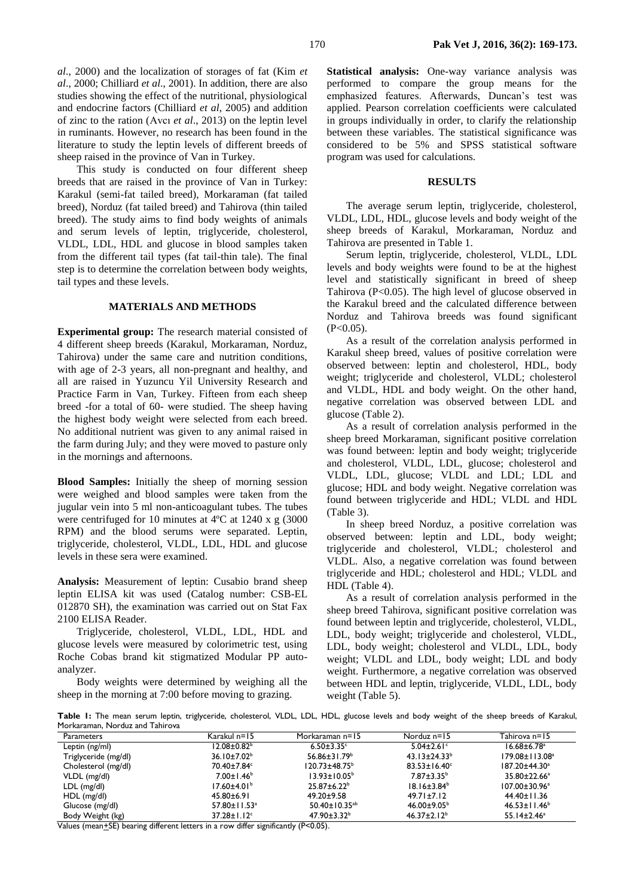*al*., 2000) and the localization of storages of fat (Kim *et al*., 2000; Chilliard *et al*., 2001). In addition, there are also studies showing the effect of the nutritional, physiological and endocrine factors (Chilliard *et al*, 2005) and addition of zinc to the ration (Avcı *et al*., 2013) on the leptin level in ruminants. However, no research has been found in the literature to study the leptin levels of different breeds of sheep raised in the province of Van in Turkey.

This study is conducted on four different sheep breeds that are raised in the province of Van in Turkey: Karakul (semi-fat tailed breed), Morkaraman (fat tailed breed), Norduz (fat tailed breed) and Tahirova (thin tailed breed). The study aims to find body weights of animals and serum levels of leptin, triglyceride, cholesterol, VLDL, LDL, HDL and glucose in blood samples taken from the different tail types (fat tail-thin tale). The final step is to determine the correlation between body weights, tail types and these levels.

## MATERIALS AND METHODS

**Experimental group:** The research material consisted of 4 different sheep breeds (Karakul, Morkaraman, Norduz, Tahirova) under the same care and nutrition conditions, with age of 2-3 years, all non-pregnant and healthy, and all are raised in Yuzuncu Yil University Research and Practice Farm in Van, Turkey. Fifteen from each sheep breed -for a total of 60- were studied. The sheep having the highest body weight were selected from each breed. No additional nutrient was given to any animal raised in the farm during July; and they were moved to pasture only in the mornings and afternoons.

**Blood Samples:** Initially the sheep of morning session were weighed and blood samples were taken from the jugular vein into 5 ml non-anticoagulant tubes. The tubes were centrifuged for 10 minutes at 4ºC at 1240 x g (3000 RPM) and the blood serums were separated. Leptin, triglyceride, cholesterol, VLDL, LDL, HDL and glucose levels in these sera were examined.

**Analysis:** Measurement of leptin: Cusabio brand sheep leptin ELISA kit was used (Catalog number: CSB-EL 012870 SH), the examination was carried out on Stat Fax 2100 ELISA Reader.

Triglyceride, cholesterol, VLDL, LDL, HDL and glucose levels were measured by colorimetric test, using Roche Cobas brand kit stigmatized Modular PP auto-analyzer.

Body weights were determined by weighing all the sheep in the morning at 7:00 before moving to grazing.

**Statistical analysis:** One-way variance analysis was performed to compare the group means for the emphasized features. Afterwards, Duncan's test was applied. Pearson correlation coefficients were calculated in groups individually in order, to clarify the relationship between these variables. The statistical significance was considered to be 5% and SPSS statistical software program was used for calculations.

## RESULTS

The average serum leptin, triglyceride, cholesterol, VLDL, LDL, HDL, glucose levels and body weight of the sheep breeds of Karakul, Morkaraman, Norduz and Tahirova are presented in Table 1.

Serum leptin, triglyceride, cholesterol, VLDL, LDL levels and body weights were found to be at the highest level and statistically significant in breed of sheep Tahirova ($P<0.05$). The high level of glucose observed in the Karakul breed and the calculated difference between Norduz and Tahirova breeds was found significant ($P<0.05$).

As a result of the correlation analysis performed in Karakul sheep breed, values of positive correlation were observed between: leptin and cholesterol, HDL, body weight; triglyceride and cholesterol, VLDL; cholesterol and VLDL, HDL and body weight. On the other hand, negative correlation was observed between LDL and glucose (Table 2).

As a result of correlation analysis performed in the sheep breed Morkaraman, significant positive correlation was found between: leptin and body weight; triglyceride and cholesterol, VLDL, LDL, glucose; cholesterol and VLDL, LDL, glucose; VLDL and LDL; LDL and glucose; HDL and body weight. Negative correlation was found between triglyceride and HDL; VLDL and HDL (Table 3).

In sheep breed Norduz, a positive correlation was observed between: leptin and LDL, body weight; triglyceride and cholesterol, VLDL; cholesterol and VLDL. Also, a negative correlation was found between triglyceride and HDL; cholesterol and HDL; VLDL and HDL (Table 4).

As a result of correlation analysis performed in the sheep breed Tahirova, significant positive correlation was found between leptin and triglyceride, cholesterol, VLDL, LDL, body weight; triglyceride and cholesterol, VLDL, LDL, body weight; cholesterol and VLDL, LDL, body weight; VLDL and LDL, body weight; LDL and body weight. Furthermore, a negative correlation was observed between HDL and leptin, triglyceride, VLDL, LDL, body weight (Table 5).

**Table 1:** The mean serum leptin, triglyceride, cholesterol, VLDL, LDL, HDL, glucose levels and body weight of the sheep breeds of Karakul, Morkaraman, Norduz and Tahirova

| Parameters | Karakul n=15 | Morkaraman n=15 | Norduz n=15 | Tahirova n=15 |
|---|---|---|---|---|
| Leptin (ng/ml) | 12.08±0.82[b] | 6.50±3.35[c] | 5.04±2.61[c] | 16.68±6.78[a] |
| Triglyceride (mg/dl) | 36.10±7.02[b] | 56.86±31.79[b] | 43.13±24.33[b] | 179.08±113.08[a] |
| Cholesterol (mg/dl) | 70.40±7.84[c] | 120.73±48.75[b] | 83.53±16.40[c] | 187.20±44.30[a] |
| VLDL (mg/dl) | 7.00±1.46[b] | 13.93±10.05[b] | 7.87±3.35[b] | 35.80±22.66[a] |
| LDL (mg/dl) | 17.60±4.01[b] | 25.87±6.22[b] | 18.16±3.84[b] | 107.00±30.96[a] |
| HDL (mg/dl) | 45.80±6.91 | 49.20±9.58 | 49.71±7.12 | 44.40±11.36 |
| Glucose (mg/dl) | 57.80±11.53[a] | 50.40±10.35[ab] | 46.00±9.05[b] | 46.53±11.46[b] |
| Body Weight (kg) | 37.28±1.12[c] | 47.90±3.32[b] | 46.37±2.12[b] | 55.14±2.46[a] |

Values (mean±SE) bearing different letters in a row differ significantly ($P<0.05$).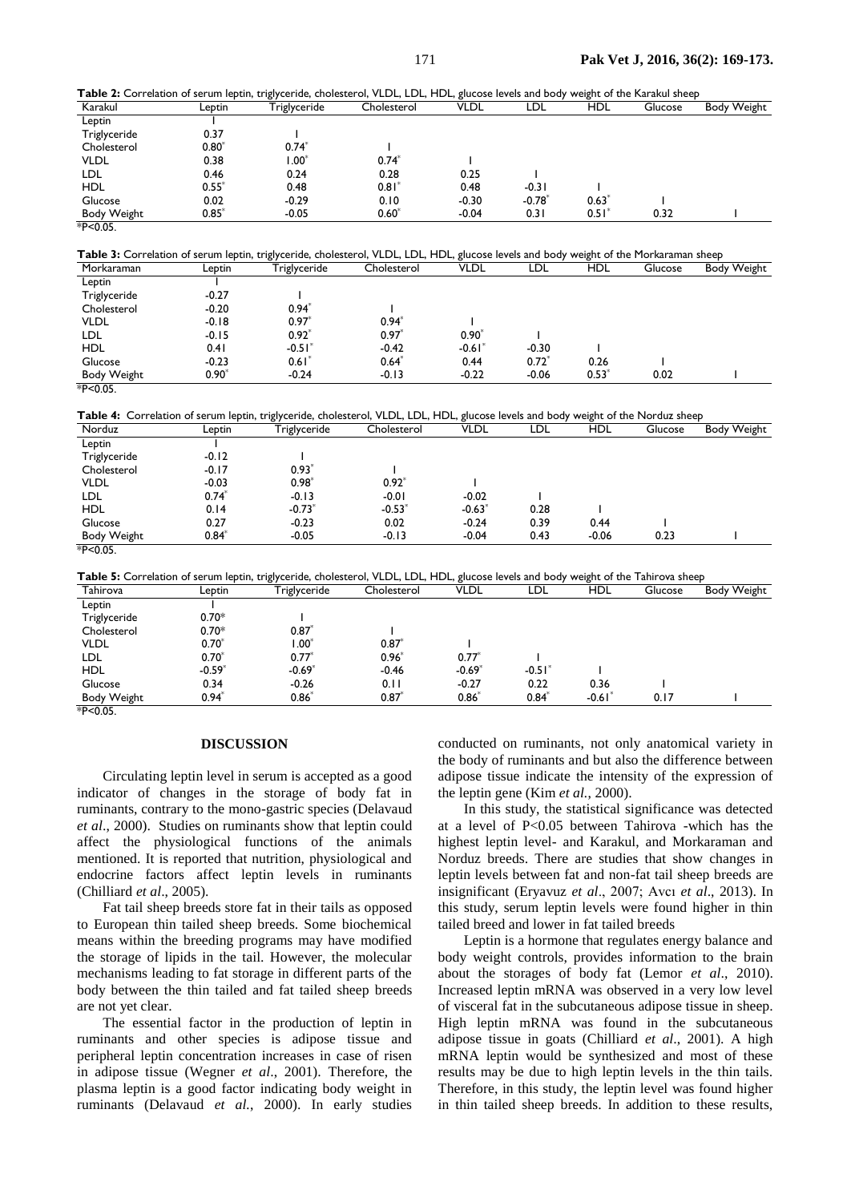**Table 2:** Correlation of serum leptin, triglyceride, cholesterol, VLDL, LDL, HDL, glucose levels and body weight of the Karakul sheep

| Karakul | Leptin | Triglyceride | Cholesterol | VLDL | LDL | HDL | Glucose | Body Weight |
|---|---|---|---|---|---|---|---|---|
| Leptin | 1 | | | | | | | |
| Triglyceride | 0.37 | 1 | | | | | | |
| Cholesterol | 0.80* | 0.74* | 1 | | | | | |
| VLDL | 0.38 | 1.00* | 0.74* | 1 | | | | |
| LDL | 0.46 | 0.24 | 0.28 | 0.25 | 1 | | | |
| HDL | 0.55* | 0.48 | 0.81* | 0.48 | -0.31 | 1 | | |
| Glucose | 0.02 | -0.29 | 0.10 | -0.30 | -0.78* | 0.63* | 1 | |
| Body Weight | 0.85* | -0.05 | 0.60* | -0.04 | 0.31 | 0.51* | 0.32 | 1 |

*P<0.05.

**Table 3:** Correlation of serum leptin, triglyceride, cholesterol, VLDL, LDL, HDL, glucose levels and body weight of the Morkaraman sheep

| Morkaraman | Leptin | Triglyceride | Cholesterol | VLDL | LDL | HDL | Glucose | Body Weight |
|---|---|---|---|---|---|---|---|---|
| Leptin | 1 | | | | | | | |
| Triglyceride | -0.27 | 1 | | | | | | |
| Cholesterol | -0.20 | 0.94* | 1 | | | | | |
| VLDL | -0.18 | 0.97* | 0.94* | 1 | | | | |
| LDL | -0.15 | 0.92* | 0.97* | 0.90* | 1 | | | |
| HDL | 0.41 | -0.51* | -0.42 | -0.61* | -0.30 | 1 | | |
| Glucose | -0.23 | 0.61* | 0.64* | 0.44 | 0.72* | 0.26 | 1 | |
| Body Weight | 0.90* | -0.24 | -0.13 | -0.22 | -0.06 | 0.53* | 0.02 | 1 |

*P<0.05.

**Table 4:** Correlation of serum leptin, triglyceride, cholesterol, VLDL, LDL, HDL, glucose levels and body weight of the Norduz sheep

| Norduz | Leptin | Triglyceride | Cholesterol | VLDL | LDL | HDL | Glucose | Body Weight |
|---|---|---|---|---|---|---|---|---|
| Leptin | 1 | | | | | | | |
| Triglyceride | -0.12 | 1 | | | | | | |
| Cholesterol | -0.17 | 0.93* | 1 | | | | | |
| VLDL | -0.03 | 0.98* | 0.92* | 1 | | | | |
| LDL | 0.74* | -0.13 | -0.01 | -0.02 | 1 | | | |
| HDL | 0.14 | -0.73* | -0.53* | -0.63* | 0.28 | 1 | | |
| Glucose | 0.27 | -0.23 | 0.02 | -0.24 | 0.39 | 0.44 | 1 | |
| Body Weight | 0.84* | -0.05 | -0.13 | -0.04 | 0.43 | -0.06 | 0.23 | 1 |

*P<0.05.

**Table 5:** Correlation of serum leptin, triglyceride, cholesterol, VLDL, LDL, HDL, glucose levels and body weight of the Tahirova sheep

| Tahirova | Leptin | Triglyceride | Cholesterol | VLDL | LDL | HDL | Glucose | Body Weight |
|---|---|---|---|---|---|---|---|---|
| Leptin | 1 | | | | | | | |
| Triglyceride | 0.70* | 1 | | | | | | |
| Cholesterol | 0.70* | 0.87* | 1 | | | | | |
| VLDL | 0.70* | 1.00* | 0.87* | 1 | | | | |
| LDL | 0.70* | 0.77* | 0.96* | 0.77* | 1 | | | |
| HDL | -0.59* | -0.69* | -0.46 | -0.69* | -0.51* | 1 | | |
| Glucose | 0.34 | -0.26 | 0.11 | -0.27 | 0.22 | 0.36 | 1 | |
| Body Weight | 0.94* | 0.86* | 0.87* | 0.86* | 0.84* | -0.61* | 0.17 | 1 |

*P<0.05.

## DISCUSSION

Circulating leptin level in serum is accepted as a good indicator of changes in the storage of body fat in ruminants, contrary to the mono-gastric species (Delavaud *et al*., 2000). Studies on ruminants show that leptin could affect the physiological functions of the animals mentioned. It is reported that nutrition, physiological and endocrine factors affect leptin levels in ruminants (Chilliard *et al*., 2005).

Fat tail sheep breeds store fat in their tails as opposed to European thin tailed sheep breeds. Some biochemical means within the breeding programs may have modified the storage of lipids in the tail. However, the molecular mechanisms leading to fat storage in different parts of the body between the thin tailed and fat tailed sheep breeds are not yet clear.

The essential factor in the production of leptin in ruminants and other species is adipose tissue and peripheral leptin concentration increases in case of risen in adipose tissue (Wegner *et al*., 2001). Therefore, the plasma leptin is a good factor indicating body weight in ruminants (Delavaud *et al.*, 2000). In early studies conducted on ruminants, not only anatomical variety in the body of ruminants and but also the difference between adipose tissue indicate the intensity of the expression of the leptin gene (Kim *et al.*, 2000).

In this study, the statistical significance was detected at a level of P<0.05 between Tahirova -which has the highest leptin level- and Karakul, and Morkaraman and Norduz breeds. There are studies that show changes in leptin levels between fat and non-fat tail sheep breeds are insignificant (Eryavuz *et al*., 2007; Avcı *et al*., 2013). In this study, serum leptin levels were found higher in thin tailed breed and lower in fat tailed breeds

Leptin is a hormone that regulates energy balance and body weight controls, provides information to the brain about the storages of body fat (Lemor *et al*., 2010). Increased leptin mRNA was observed in a very low level of visceral fat in the subcutaneous adipose tissue in sheep. High leptin mRNA was found in the subcutaneous adipose tissue in goats (Chilliard *et al*., 2001). A high mRNA leptin would be synthesized and most of these results may be due to high leptin levels in the thin tails. Therefore, in this study, the leptin level was found higher in thin tailed sheep breeds. In addition to these results,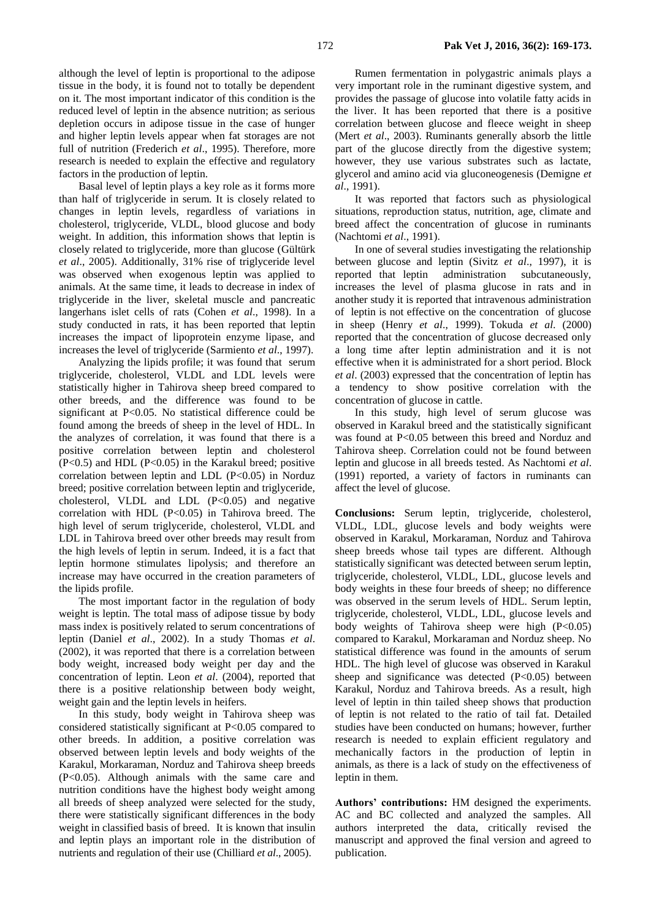although the level of leptin is proportional to the adipose tissue in the body, it is found not to totally be dependent on it. The most important indicator of this condition is the reduced level of leptin in the absence nutrition; as serious depletion occurs in adipose tissue in the case of hunger and higher leptin levels appear when fat storages are not full of nutrition (Frederich *et al*., 1995). Therefore, more research is needed to explain the effective and regulatory factors in the production of leptin.

Basal level of leptin plays a key role as it forms more than half of triglyceride in serum. It is closely related to changes in leptin levels, regardless of variations in cholesterol, triglyceride, VLDL, blood glucose and body weight. In addition, this information shows that leptin is closely related to triglyceride, more than glucose (Gültürk *et al*., 2005). Additionally, 31% rise of triglyceride level was observed when exogenous leptin was applied to animals. At the same time, it leads to decrease in index of triglyceride in the liver, skeletal muscle and pancreatic langerhans islet cells of rats (Cohen *et al*., 1998). In a study conducted in rats, it has been reported that leptin increases the impact of lipoprotein enzyme lipase, and increases the level of triglyceride (Sarmiento *et al*., 1997).

Analyzing the lipids profile; it was found that serum triglyceride, cholesterol, VLDL and LDL levels were statistically higher in Tahirova sheep breed compared to other breeds, and the difference was found to be significant at $P<0.05$. No statistical difference could be found among the breeds of sheep in the level of HDL. In the analyzes of correlation, it was found that there is a positive correlation between leptin and cholesterol ($P<0.5$) and HDL ($P<0.05$) in the Karakul breed; positive correlation between leptin and LDL ($P<0.05$) in Norduz breed; positive correlation between leptin and triglyceride, cholesterol, VLDL and LDL ($P<0.05$) and negative correlation with HDL ($P<0.05$) in Tahirova breed. The high level of serum triglyceride, cholesterol, VLDL and LDL in Tahirova breed over other breeds may result from the high levels of leptin in serum. Indeed, it is a fact that leptin hormone stimulates lipolysis; and therefore an increase may have occurred in the creation parameters of the lipids profile.

The most important factor in the regulation of body weight is leptin. The total mass of adipose tissue by body mass index is positively related to serum concentrations of leptin (Daniel *et al*., 2002). In a study Thomas *et al*. (2002), it was reported that there is a correlation between body weight, increased body weight per day and the concentration of leptin. Leon *et al*. (2004), reported that there is a positive relationship between body weight, weight gain and the leptin levels in heifers.

In this study, body weight in Tahirova sheep was considered statistically significant at $P<0.05$ compared to other breeds. In addition, a positive correlation was observed between leptin levels and body weights of the Karakul, Morkaraman, Norduz and Tahirova sheep breeds ($P<0.05$). Although animals with the same care and nutrition conditions have the highest body weight among all breeds of sheep analyzed were selected for the study, there were statistically significant differences in the body weight in classified basis of breed. It is known that insulin and leptin plays an important role in the distribution of nutrients and regulation of their use (Chilliard *et al*., 2005).

Rumen fermentation in polygastric animals plays a very important role in the ruminant digestive system, and provides the passage of glucose into volatile fatty acids in the liver. It has been reported that there is a positive correlation between glucose and fleece weight in sheep (Mert *et al*., 2003). Ruminants generally absorb the little part of the glucose directly from the digestive system; however, they use various substrates such as lactate, glycerol and amino acid via gluconeogenesis (Demigne *et al*., 1991).

It was reported that factors such as physiological situations, reproduction status, nutrition, age, climate and breed affect the concentration of glucose in ruminants (Nachtomi *et al*., 1991).

In one of several studies investigating the relationship between glucose and leptin (Sivitz *et al*., 1997), it is reported that leptin administration subcutaneously, increases the level of plasma glucose in rats and in another study it is reported that intravenous administration of leptin is not effective on the concentration of glucose in sheep (Henry *et al*., 1999). Tokuda *et al*. (2000) reported that the concentration of glucose decreased only a long time after leptin administration and it is not effective when it is administrated for a short period. Block *et al*. (2003) expressed that the concentration of leptin has a tendency to show positive correlation with the concentration of glucose in cattle.

In this study, high level of serum glucose was observed in Karakul breed and the statistically significant was found at $P<0.05$ between this breed and Norduz and Tahirova sheep. Correlation could not be found between leptin and glucose in all breeds tested. As Nachtomi *et al*. (1991) reported, a variety of factors in ruminants can affect the level of glucose.

**Conclusions:** Serum leptin, triglyceride, cholesterol, VLDL, LDL, glucose levels and body weights were observed in Karakul, Morkaraman, Norduz and Tahirova sheep breeds whose tail types are different. Although statistically significant was detected between serum leptin, triglyceride, cholesterol, VLDL, LDL, glucose levels and body weights in these four breeds of sheep; no difference was observed in the serum levels of HDL. Serum leptin, triglyceride, cholesterol, VLDL, LDL, glucose levels and body weights of Tahirova sheep were high ($P<0.05$) compared to Karakul, Morkaraman and Norduz sheep. No statistical difference was found in the amounts of serum HDL. The high level of glucose was observed in Karakul sheep and significance was detected ($P<0.05$) between Karakul, Norduz and Tahirova breeds. As a result, high level of leptin in thin tailed sheep shows that production of leptin is not related to the ratio of tail fat. Detailed studies have been conducted on humans; however, further research is needed to explain efficient regulatory and mechanically factors in the production of leptin in animals, as there is a lack of study on the effectiveness of leptin in them.

**Authors' contributions:** HM designed the experiments. AC and BC collected and analyzed the samples. All authors interpreted the data, critically revised the manuscript and approved the final version and agreed to publication.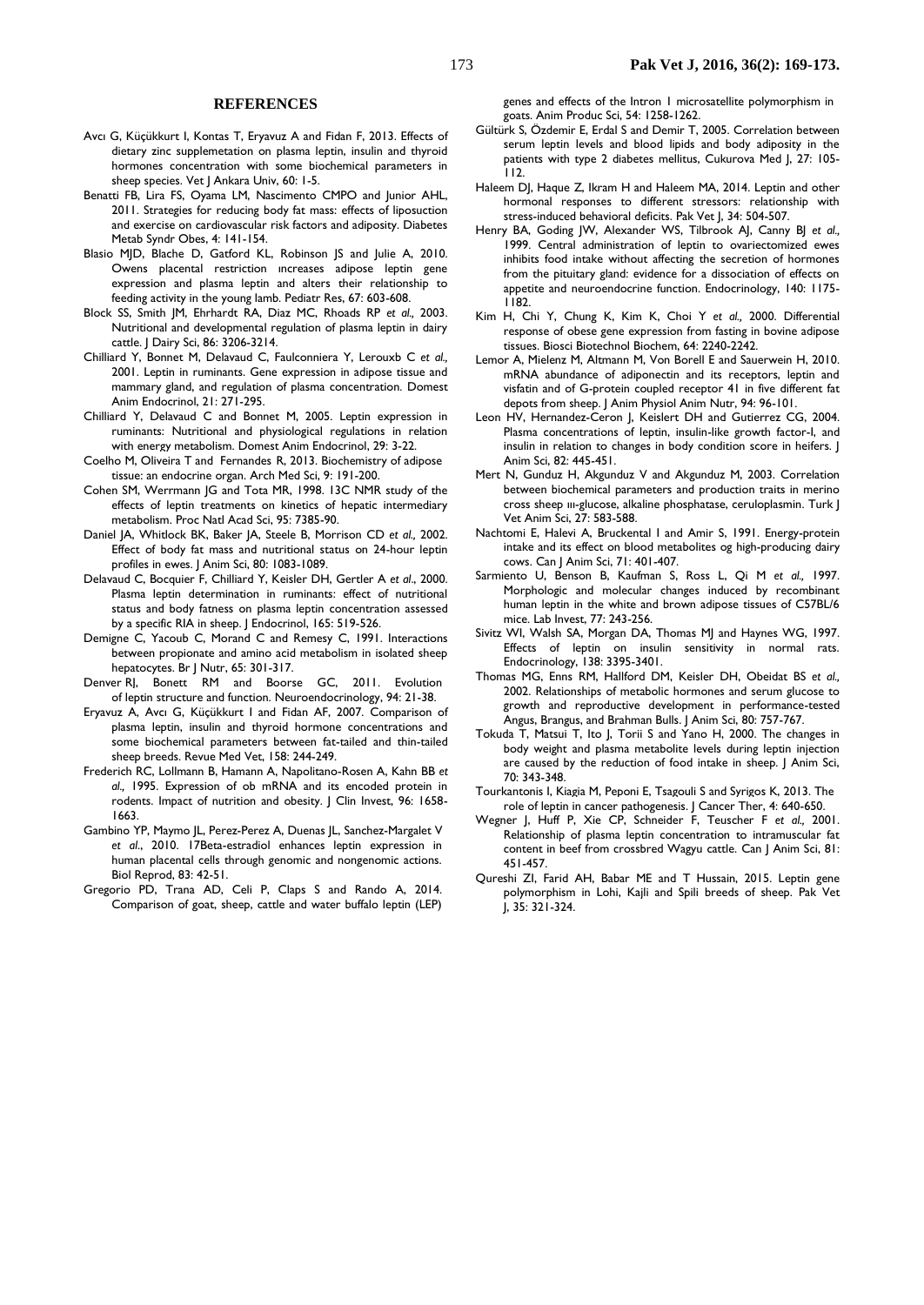## REFERENCES

Avcı G, Küçükkurt I, Kontas T, Eryavuz A and Fidan F, 2013. Effects of dietary zinc supplemetation on plasma leptin, insulin and thyroid hormones concentration with some biochemical parameters in sheep species. Vet J Ankara Univ, 60: 1-5.

Benatti FB, Lira FS, Oyama LM, Nascimento CMPO and Junior AHL, 2011. Strategies for reducing body fat mass: effects of liposuction and exercise on cardiovascular risk factors and adiposity. Diabetes Metab Syndr Obes, 4: 141-154.

Blasio MJD, Blache D, Gatford KL, Robinson JS and Julie A, 2010. Owens placental restriction ıncreases adipose leptin gene expression and plasma leptin and alters their relationship to feeding activity in the young lamb. Pediatr Res, 67: 603-608.

Block SS, Smith JM, Ehrhardt RA, Diaz MC, Rhoads RP *et al.,* 2003. Nutritional and developmental regulation of plasma leptin in dairy cattle. J Dairy Sci, 86: 3206-3214.

Chilliard Y, Bonnet M, Delavaud C, Faulconniera Y, Lerouxb C *et al.,* 2001. Leptin in ruminants. Gene expression in adipose tissue and mammary gland, and regulation of plasma concentration. Domest Anim Endocrinol, 21: 271-295.

Chilliard Y, Delavaud C and Bonnet M, 2005. Leptin expression in ruminants: Nutritional and physiological regulations in relation with energy metabolism. Domest Anim Endocrinol, 29: 3-22.

Coelho M, Oliveira T and Fernandes R, 2013. Biochemistry of adipose tissue: an endocrine organ. Arch Med Sci, 9: 191-200.

Cohen SM, Werrmann JG and Tota MR, 1998. 13C NMR study of the effects of leptin treatments on kinetics of hepatic intermediary metabolism. Proc Natl Acad Sci, 95: 7385-90.

Daniel JA, Whitlock BK, Baker JA, Steele B, Morrison CD *et al.,* 2002. Effect of body fat mass and nutritional status on 24-hour leptin profiles in ewes. J Anim Sci, 80: 1083-1089.

Delavaud C, Bocquier F, Chilliard Y, Keisler DH, Gertler A *et al*., 2000. Plasma leptin determination in ruminants: effect of nutritional status and body fatness on plasma leptin concentration assessed by a specific RIA in sheep. J Endocrinol, 165: 519-526.

Demigne C, Yacoub C, Morand C and Remesy C, 1991. Interactions between propionate and amino acid metabolism in isolated sheep hepatocytes. Br J Nutr, 65: 301-317.

Denver RJ, Bonett RM and Boorse GC, 2011. Evolution of leptin structure and function. Neuroendocrinology, 94: 21-38.

Eryavuz A, Avcı G, Küçükkurt I and Fidan AF, 2007. Comparison of plasma leptin, insulin and thyroid hormone concentrations and some biochemical parameters between fat-tailed and thin-tailed sheep breeds. Revue Med Vet, 158: 244-249.

Frederich RC, Lollmann B, Hamann A, Napolitano-Rosen A, Kahn BB *et al.,* 1995. Expression of ob mRNA and its encoded protein in rodents. Impact of nutrition and obesity. J Clin Invest, 96: 1658-1663.

Gambino YP, Maymo JL, Perez-Perez A, Duenas JL, Sanchez-Margalet V *et al*., 2010. 17Beta-estradiol enhances leptin expression in human placental cells through genomic and nongenomic actions. Biol Reprod, 83: 42-51.

Gregorio PD, Trana AD, Celi P, Claps S and Rando A, 2014. Comparison of goat, sheep, cattle and water buffalo leptin (LEP) genes and effects of the Intron 1 microsatellite polymorphism in goats. Anim Produc Sci, 54: 1258-1262.

Gültürk S, Özdemir E, Erdal S and Demir T, 2005. Correlation between serum leptin levels and blood lipids and body adiposity in the patients with type 2 diabetes mellitus, Cukurova Med J, 27: 105-112.

Haleem DJ, Haque Z, Ikram H and Haleem MA, 2014. Leptin and other hormonal responses to different stressors: relationship with stress-induced behavioral deficits. Pak Vet J, 34: 504-507.

Henry BA, Goding JW, Alexander WS, Tilbrook AJ, Canny BJ *et al.,* 1999. Central administration of leptin to ovariectomized ewes inhibits food intake without affecting the secretion of hormones from the pituitary gland: evidence for a dissociation of effects on appetite and neuroendocrine function. Endocrinology, 140: 1175-1182.

Kim H, Chi Y, Chung K, Kim K, Choi Y *et al.,* 2000. Differential response of obese gene expression from fasting in bovine adipose tissues. Biosci Biotechnol Biochem, 64: 2240-2242.

Lemor A, Mielenz M, Altmann M, Von Borell E and Sauerwein H, 2010. mRNA abundance of adiponectin and its receptors, leptin and visfatin and of G-protein coupled receptor 41 in five different fat depots from sheep. J Anim Physiol Anim Nutr, 94: 96-101.

Leon HV, Hernandez-Ceron J, Keislert DH and Gutierrez CG, 2004. Plasma concentrations of leptin, insulin-like growth factor-I, and insulin in relation to changes in body condition score in heifers. J Anim Sci, 82: 445-451.

Mert N, Gunduz H, Akgunduz V and Akgunduz M, 2003. Correlation between biochemical parameters and production traits in merino cross sheep ııı-glucose, alkaline phosphatase, ceruloplasmin. Turk J Vet Anim Sci, 27: 583-588.

Nachtomi E, Halevi A, Bruckental I and Amir S, 1991. Energy-protein intake and its effect on blood metabolites og high-producing dairy cows. Can J Anim Sci, 71: 401-407.

Sarmiento U, Benson B, Kaufman S, Ross L, Qi M *et al.,* 1997. Morphologic and molecular changes induced by recombinant human leptin in the white and brown adipose tissues of C57BL/6 mice. Lab Invest, 77: 243-256.

Sivitz WI, Walsh SA, Morgan DA, Thomas MJ and Haynes WG, 1997. Effects of leptin on insulin sensitivity in normal rats. Endocrinology, 138: 3395-3401.

Thomas MG, Enns RM, Hallford DM, Keisler DH, Obeidat BS *et al.,* 2002. Relationships of metabolic hormones and serum glucose to growth and reproductive development in performance-tested Angus, Brangus, and Brahman Bulls. J Anim Sci, 80: 757-767.

Tokuda T, Matsui T, Ito J, Torii S and Yano H, 2000. The changes in body weight and plasma metabolite levels during leptin injection are caused by the reduction of food intake in sheep. J Anim Sci, 70: 343-348.

Tourkantonis I, Kiagia M, Peponi E, Tsagouli S and Syrigos K, 2013. The role of leptin in cancer pathogenesis. J Cancer Ther, 4: 640-650.

Wegner J, Huff P, Xie CP, Schneider F, Teuscher F *et al.,* 2001. Relationship of plasma leptin concentration to intramuscular fat content in beef from crossbred Wagyu cattle. Can J Anim Sci, 81: 451-457.

Qureshi ZI, Farid AH, Babar ME and T Hussain, 2015. Leptin gene polymorphism in Lohi, Kajli and Spili breeds of sheep. Pak Vet J, 35: 321-324.